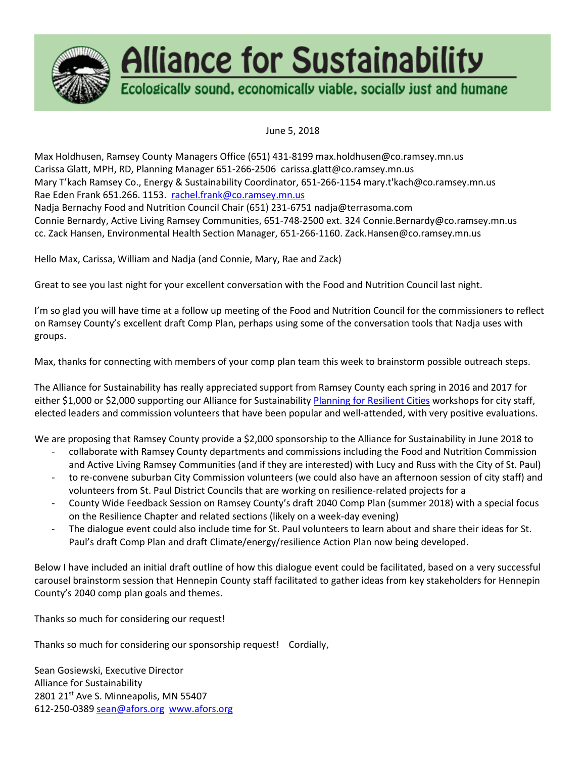# Alliance for Sustainability

Ecologically sound, economically viable, socially just and humane

June 5, 2018

Max Holdhusen, Ramsey County Managers Office (651) 431-8199 max.holdhusen@co.ramsey.mn.us
Carissa Glatt, MPH, RD, Planning Manager 651-266-2506 carissa.glatt@co.ramsey.mn.us
Mary T'kach Ramsey Co., Energy & Sustainability Coordinator, 651-266-1154 mary.t'kach@co.ramsey.mn.us
Rae Eden Frank 651.266. 1153. [rachel.frank@co.ramsey.mn.us](mailto:rachel.frank@co.ramsey.mn.us)
Nadja Bernachy Food and Nutrition Council Chair (651) 231-6751 nadja@terrasoma.com
Connie Bernardy, Active Living Ramsey Communities, 651-748-2500 ext. 324 Connie.Bernardy@co.ramsey.mn.us
cc. Zack Hansen, Environmental Health Section Manager, 651-266-1160. Zack.Hansen@co.ramsey.mn.us

Hello Max, Carissa, William and Nadja (and Connie, Mary, Rae and Zack)

Great to see you last night for your excellent conversation with the Food and Nutrition Council last night.

I'm so glad you will have time at a follow up meeting of the Food and Nutrition Council for the commissioners to reflect on Ramsey County's excellent draft Comp Plan, perhaps using some of the conversation tools that Nadja uses with groups.

Max, thanks for connecting with members of your comp plan team this week to brainstorm possible outreach steps.

The Alliance for Sustainability has really appreciated support from Ramsey County each spring in 2016 and 2017 for either $1,000 or $2,000 supporting our Alliance for Sustainability [Planning for Resilient Cities]() workshops for city staff, elected leaders and commission volunteers that have been popular and well-attended, with very positive evaluations.

We are proposing that Ramsey County provide a $2,000 sponsorship to the Alliance for Sustainability in June 2018 to

- collaborate with Ramsey County departments and commissions including the Food and Nutrition Commission and Active Living Ramsey Communities (and if they are interested) with Lucy and Russ with the City of St. Paul)
- to re-convene suburban City Commission volunteers (we could also have an afternoon session of city staff) and volunteers from St. Paul District Councils that are working on resilience-related projects for a
- County Wide Feedback Session on Ramsey County's draft 2040 Comp Plan (summer 2018) with a special focus on the Resilience Chapter and related sections (likely on a week-day evening)
- The dialogue event could also include time for St. Paul volunteers to learn about and share their ideas for St. Paul's draft Comp Plan and draft Climate/energy/resilience Action Plan now being developed.

Below I have included an initial draft outline of how this dialogue event could be facilitated, based on a very successful carousel brainstorm session that Hennepin County staff facilitated to gather ideas from key stakeholders for Hennepin County's 2040 comp plan goals and themes.

Thanks so much for considering our request!

Thanks so much for considering our sponsorship request! Cordially,

Sean Gosiewski, Executive Director
Alliance for Sustainability
2801 21st Ave S. Minneapolis, MN 55407
612-250-0389 [sean@afors.org](mailto:sean@afors.org) [www.afors.org](http://www.afors.org)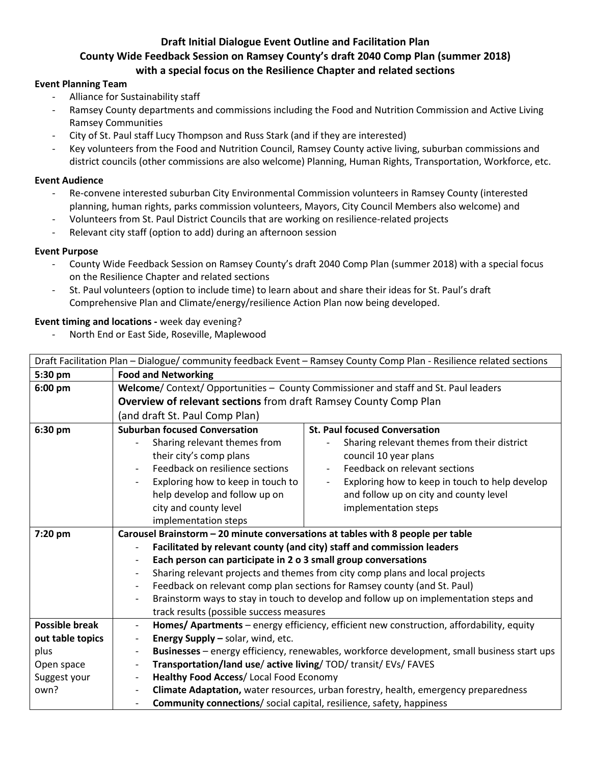**Draft Initial Dialogue Event Outline and Facilitation Plan**
**County Wide Feedback Session on Ramsey County's draft 2040 Comp Plan (summer 2018)**
**with a special focus on the Resilience Chapter and related sections**

**Event Planning Team**

- Alliance for Sustainability staff
- Ramsey County departments and commissions including the Food and Nutrition Commission and Active Living Ramsey Communities
- City of St. Paul staff Lucy Thompson and Russ Stark (and if they are interested)
- Key volunteers from the Food and Nutrition Council, Ramsey County active living, suburban commissions and district councils (other commissions are also welcome) Planning, Human Rights, Transportation, Workforce, etc.

**Event Audience**

- Re-convene interested suburban City Environmental Commission volunteers in Ramsey County (interested planning, human rights, parks commission volunteers, Mayors, City Council Members also welcome) and
- Volunteers from St. Paul District Councils that are working on resilience-related projects
- Relevant city staff (option to add) during an afternoon session

**Event Purpose**

- County Wide Feedback Session on Ramsey County's draft 2040 Comp Plan (summer 2018) with a special focus on the Resilience Chapter and related sections
- St. Paul volunteers (option to include time) to learn about and share their ideas for St. Paul's draft Comprehensive Plan and Climate/energy/resilience Action Plan now being developed.

**Event timing and locations -** week day evening?

- North End or East Side, Roseville, Maplewood

| Draft Facilitation Plan – Dialogue/ community feedback Event – Ramsey County Comp Plan - Resilience related sections | | |
|---|---|---|
| **5:30 pm** | **Food and Networking** | |
| **6:00 pm** | **Welcome**/ Context/ Opportunities – County Commissioner and staff and St. Paul leaders<br>**Overview of relevant sections** from draft Ramsey County Comp Plan<br>(and draft St. Paul Comp Plan) | |
| **6:30 pm** | **Suburban focused Conversation**<br>- Sharing relevant themes from their city's comp plans<br>- Feedback on resilience sections<br>- Exploring how to keep in touch to help develop and follow up on city and county level implementation steps | **St. Paul focused Conversation**<br>- Sharing relevant themes from their district council 10 year plans<br>- Feedback on relevant sections<br>- Exploring how to keep in touch to help develop and follow up on city and county level implementation steps |
| **7:20 pm** | **Carousel Brainstorm – 20 minute conversations at tables with 8 people per table**<br>- **Facilitated by relevant county (and city) staff and commission leaders**<br>- **Each person can participate in 2 o 3 small group conversations**<br>- Sharing relevant projects and themes from city comp plans and local projects<br>- Feedback on relevant comp plan sections for Ramsey county (and St. Paul)<br>- Brainstorm ways to stay in touch to develop and follow up on implementation steps and track results (possible success measures | |
| **Possible break out table topics** plus Open space Suggest your own? | - **Homes/ Apartments** – energy efficiency, efficient new construction, affordability, equity<br>- **Energy Supply –** solar, wind, etc.<br>- **Businesses** – energy efficiency, renewables, workforce development, small business start ups<br>- **Transportation/land use**/ **active living**/ TOD/ transit/ EVs/ FAVES<br>- **Healthy Food Access**/ Local Food Economy<br>- **Climate Adaptation,** water resources, urban forestry, health, emergency preparedness<br>- **Community connections**/ social capital, resilience, safety, happiness | |